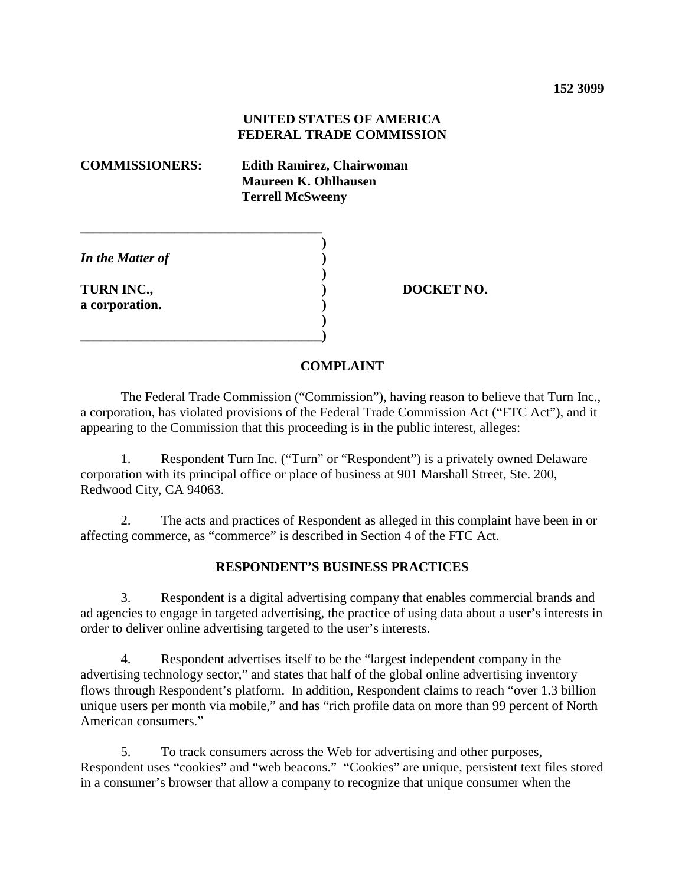**152 3099**

**UNITED STATES OF AMERICA**
**FEDERAL TRADE COMMISSION**

**COMMISSIONERS:** **Edith Ramirez, Chairwoman**
**Maureen K. Ohlhausen**
**Terrell McSweeny**

| | | |
|---|---|---|
| *In the Matter of* | ) | |
| **TURN INC.,** | ) | **DOCKET NO.** |
| **a corporation.** | ) | |

**COMPLAINT**

The Federal Trade Commission ("Commission"), having reason to believe that Turn Inc., a corporation, has violated provisions of the Federal Trade Commission Act ("FTC Act"), and it appearing to the Commission that this proceeding is in the public interest, alleges:

1. Respondent Turn Inc. ("Turn" or "Respondent") is a privately owned Delaware corporation with its principal office or place of business at 901 Marshall Street, Ste. 200, Redwood City, CA 94063.

2. The acts and practices of Respondent as alleged in this complaint have been in or affecting commerce, as "commerce" is described in Section 4 of the FTC Act.

**RESPONDENT'S BUSINESS PRACTICES**

3. Respondent is a digital advertising company that enables commercial brands and ad agencies to engage in targeted advertising, the practice of using data about a user's interests in order to deliver online advertising targeted to the user's interests.

4. Respondent advertises itself to be the "largest independent company in the advertising technology sector," and states that half of the global online advertising inventory flows through Respondent's platform. In addition, Respondent claims to reach "over 1.3 billion unique users per month via mobile," and has "rich profile data on more than 99 percent of North American consumers."

5. To track consumers across the Web for advertising and other purposes, Respondent uses "cookies" and "web beacons." "Cookies" are unique, persistent text files stored in a consumer's browser that allow a company to recognize that unique consumer when the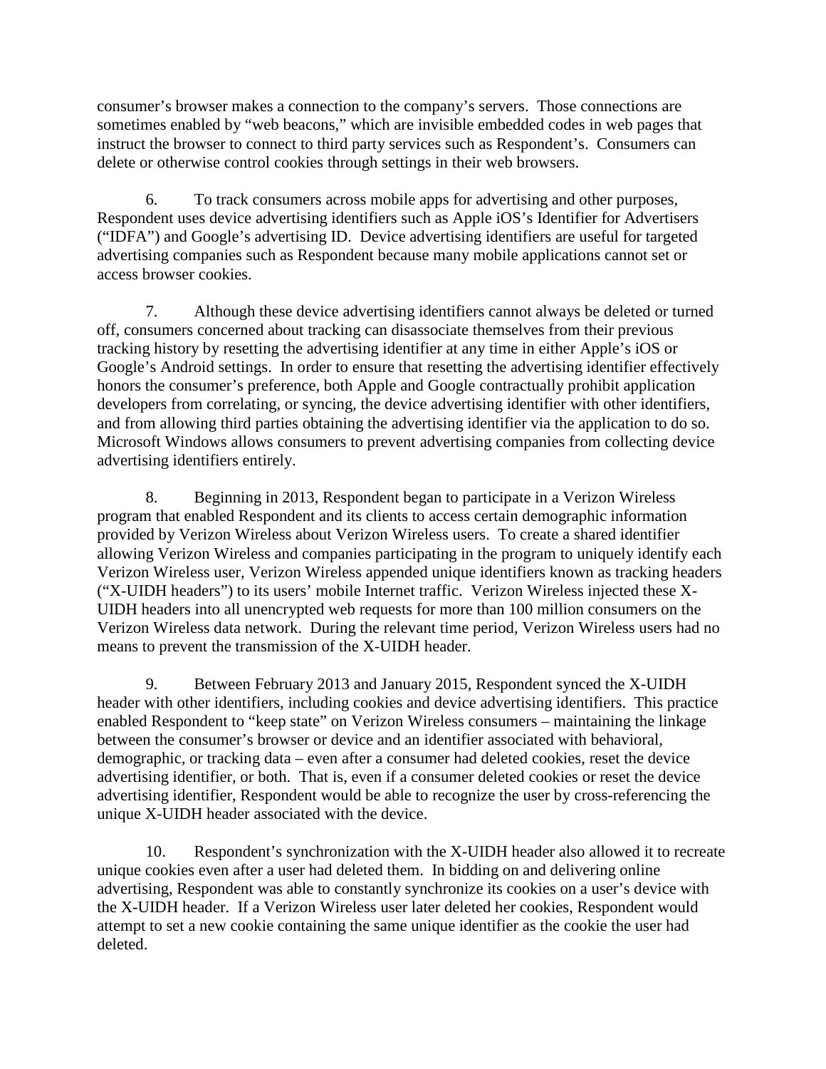consumer's browser makes a connection to the company's servers. Those connections are sometimes enabled by "web beacons," which are invisible embedded codes in web pages that instruct the browser to connect to third party services such as Respondent's. Consumers can delete or otherwise control cookies through settings in their web browsers.

6. To track consumers across mobile apps for advertising and other purposes, Respondent uses device advertising identifiers such as Apple iOS's Identifier for Advertisers ("IDFA") and Google's advertising ID. Device advertising identifiers are useful for targeted advertising companies such as Respondent because many mobile applications cannot set or access browser cookies.

7. Although these device advertising identifiers cannot always be deleted or turned off, consumers concerned about tracking can disassociate themselves from their previous tracking history by resetting the advertising identifier at any time in either Apple's iOS or Google's Android settings. In order to ensure that resetting the advertising identifier effectively honors the consumer's preference, both Apple and Google contractually prohibit application developers from correlating, or syncing, the device advertising identifier with other identifiers, and from allowing third parties obtaining the advertising identifier via the application to do so. Microsoft Windows allows consumers to prevent advertising companies from collecting device advertising identifiers entirely.

8. Beginning in 2013, Respondent began to participate in a Verizon Wireless program that enabled Respondent and its clients to access certain demographic information provided by Verizon Wireless about Verizon Wireless users. To create a shared identifier allowing Verizon Wireless and companies participating in the program to uniquely identify each Verizon Wireless user, Verizon Wireless appended unique identifiers known as tracking headers ("X-UIDH headers") to its users' mobile Internet traffic. Verizon Wireless injected these X-UIDH headers into all unencrypted web requests for more than 100 million consumers on the Verizon Wireless data network. During the relevant time period, Verizon Wireless users had no means to prevent the transmission of the X-UIDH header.

9. Between February 2013 and January 2015, Respondent synced the X-UIDH header with other identifiers, including cookies and device advertising identifiers. This practice enabled Respondent to "keep state" on Verizon Wireless consumers – maintaining the linkage between the consumer's browser or device and an identifier associated with behavioral, demographic, or tracking data – even after a consumer had deleted cookies, reset the device advertising identifier, or both. That is, even if a consumer deleted cookies or reset the device advertising identifier, Respondent would be able to recognize the user by cross-referencing the unique X-UIDH header associated with the device.

10. Respondent's synchronization with the X-UIDH header also allowed it to recreate unique cookies even after a user had deleted them. In bidding on and delivering online advertising, Respondent was able to constantly synchronize its cookies on a user's device with the X-UIDH header. If a Verizon Wireless user later deleted her cookies, Respondent would attempt to set a new cookie containing the same unique identifier as the cookie the user had deleted.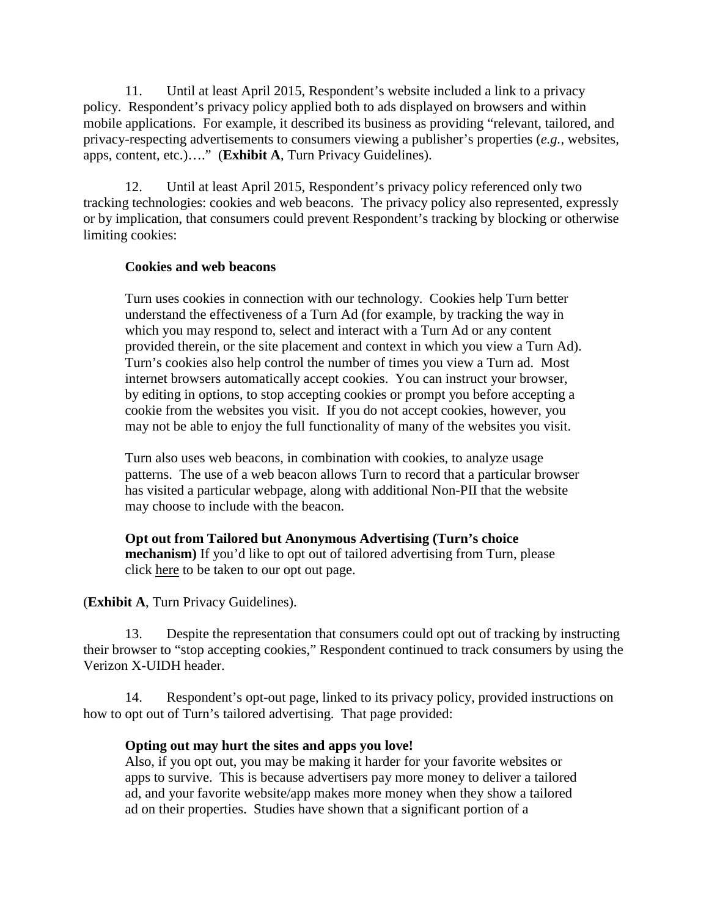11. Until at least April 2015, Respondent's website included a link to a privacy policy. Respondent's privacy policy applied both to ads displayed on browsers and within mobile applications. For example, it described its business as providing "relevant, tailored, and privacy-respecting advertisements to consumers viewing a publisher's properties (*e.g.*, websites, apps, content, etc.)…." (**Exhibit A**, Turn Privacy Guidelines).

12. Until at least April 2015, Respondent's privacy policy referenced only two tracking technologies: cookies and web beacons. The privacy policy also represented, expressly or by implication, that consumers could prevent Respondent's tracking by blocking or otherwise limiting cookies:

> **Cookies and web beacons**
>
> Turn uses cookies in connection with our technology. Cookies help Turn better understand the effectiveness of a Turn Ad (for example, by tracking the way in which you may respond to, select and interact with a Turn Ad or any content provided therein, or the site placement and context in which you view a Turn Ad). Turn's cookies also help control the number of times you view a Turn ad. Most internet browsers automatically accept cookies. You can instruct your browser, by editing in options, to stop accepting cookies or prompt you before accepting a cookie from the websites you visit. If you do not accept cookies, however, you may not be able to enjoy the full functionality of many of the websites you visit.
>
> Turn also uses web beacons, in combination with cookies, to analyze usage patterns. The use of a web beacon allows Turn to record that a particular browser has visited a particular webpage, along with additional Non-PII that the website may choose to include with the beacon.
>
> **Opt out from Tailored but Anonymous Advertising (Turn's choice mechanism)** If you'd like to opt out of tailored advertising from Turn, please click <u>here</u> to be taken to our opt out page.

(**Exhibit A**, Turn Privacy Guidelines).

13. Despite the representation that consumers could opt out of tracking by instructing their browser to "stop accepting cookies," Respondent continued to track consumers by using the Verizon X-UIDH header.

14. Respondent's opt-out page, linked to its privacy policy, provided instructions on how to opt out of Turn's tailored advertising. That page provided:

> **Opting out may hurt the sites and apps you love!**
> Also, if you opt out, you may be making it harder for your favorite websites or apps to survive. This is because advertisers pay more money to deliver a tailored ad, and your favorite website/app makes more money when they show a tailored ad on their properties. Studies have shown that a significant portion of a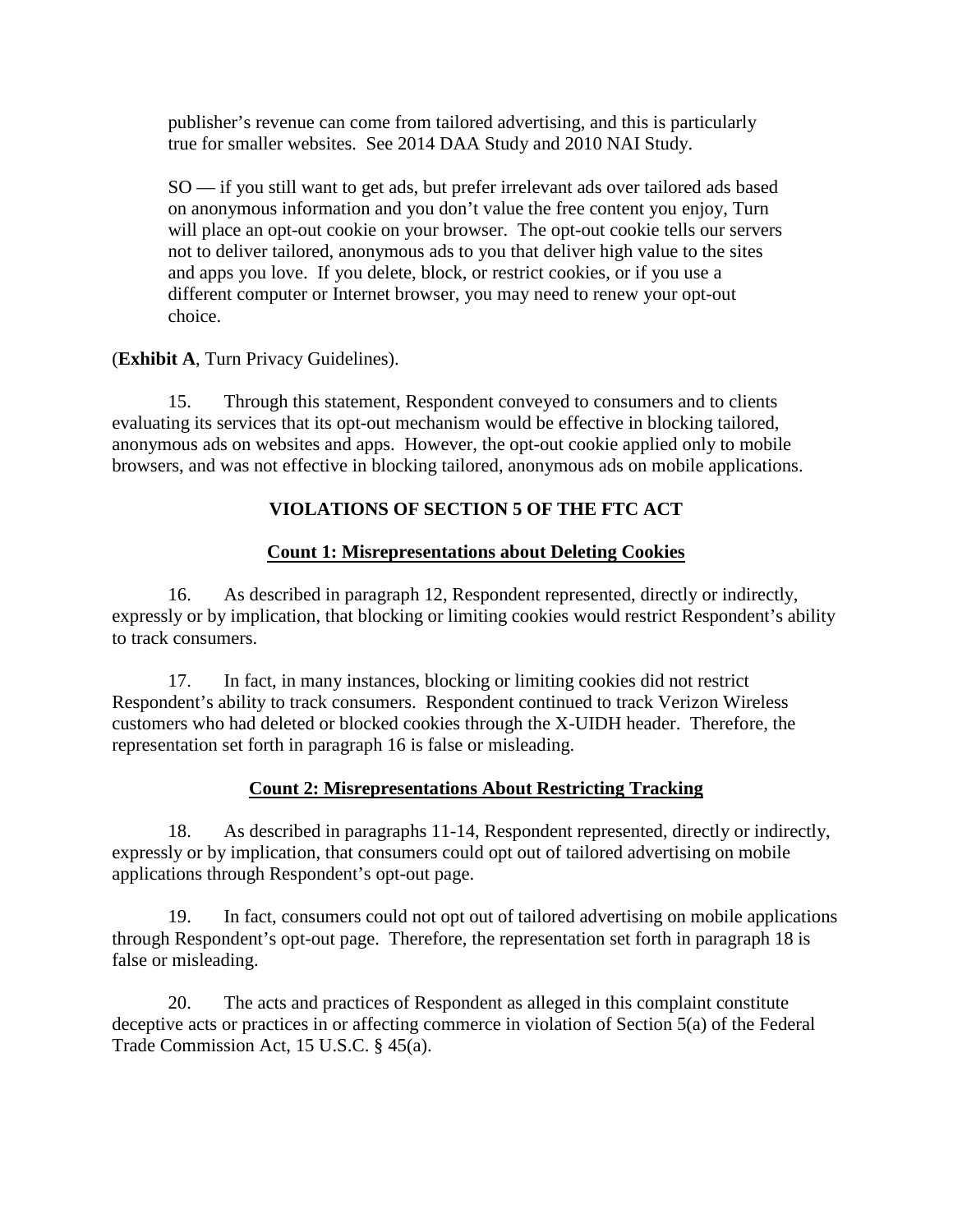> publisher's revenue can come from tailored advertising, and this is particularly true for smaller websites. See 2014 DAA Study and 2010 NAI Study.
>
> SO — if you still want to get ads, but prefer irrelevant ads over tailored ads based on anonymous information and you don't value the free content you enjoy, Turn will place an opt-out cookie on your browser. The opt-out cookie tells our servers not to deliver tailored, anonymous ads to you that deliver high value to the sites and apps you love. If you delete, block, or restrict cookies, or if you use a different computer or Internet browser, you may need to renew your opt-out choice.

(**Exhibit A**, Turn Privacy Guidelines).

15. Through this statement, Respondent conveyed to consumers and to clients evaluating its services that its opt-out mechanism would be effective in blocking tailored, anonymous ads on websites and apps. However, the opt-out cookie applied only to mobile browsers, and was not effective in blocking tailored, anonymous ads on mobile applications.

## VIOLATIONS OF SECTION 5 OF THE FTC ACT

### Count 1: Misrepresentations about Deleting Cookies

16. As described in paragraph 12, Respondent represented, directly or indirectly, expressly or by implication, that blocking or limiting cookies would restrict Respondent's ability to track consumers.

17. In fact, in many instances, blocking or limiting cookies did not restrict Respondent's ability to track consumers. Respondent continued to track Verizon Wireless customers who had deleted or blocked cookies through the X-UIDH header. Therefore, the representation set forth in paragraph 16 is false or misleading.

### Count 2: Misrepresentations About Restricting Tracking

18. As described in paragraphs 11-14, Respondent represented, directly or indirectly, expressly or by implication, that consumers could opt out of tailored advertising on mobile applications through Respondent's opt-out page.

19. In fact, consumers could not opt out of tailored advertising on mobile applications through Respondent's opt-out page. Therefore, the representation set forth in paragraph 18 is false or misleading.

20. The acts and practices of Respondent as alleged in this complaint constitute deceptive acts or practices in or affecting commerce in violation of Section 5(a) of the Federal Trade Commission Act, 15 U.S.C. § 45(a).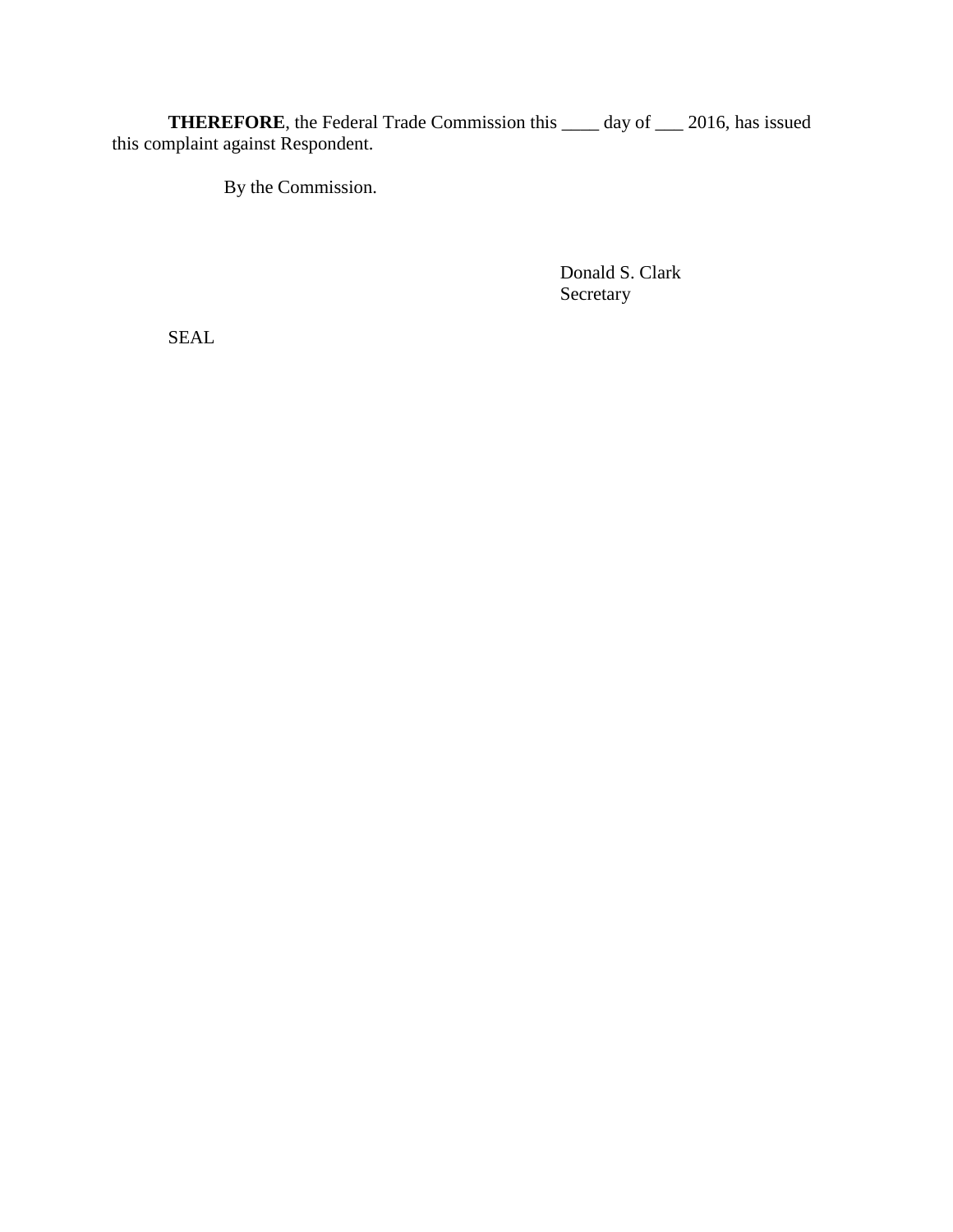**THEREFORE**, the Federal Trade Commission this ____ day of ___ 2016, has issued this complaint against Respondent.

By the Commission.

Donald S. Clark
Secretary

SEAL